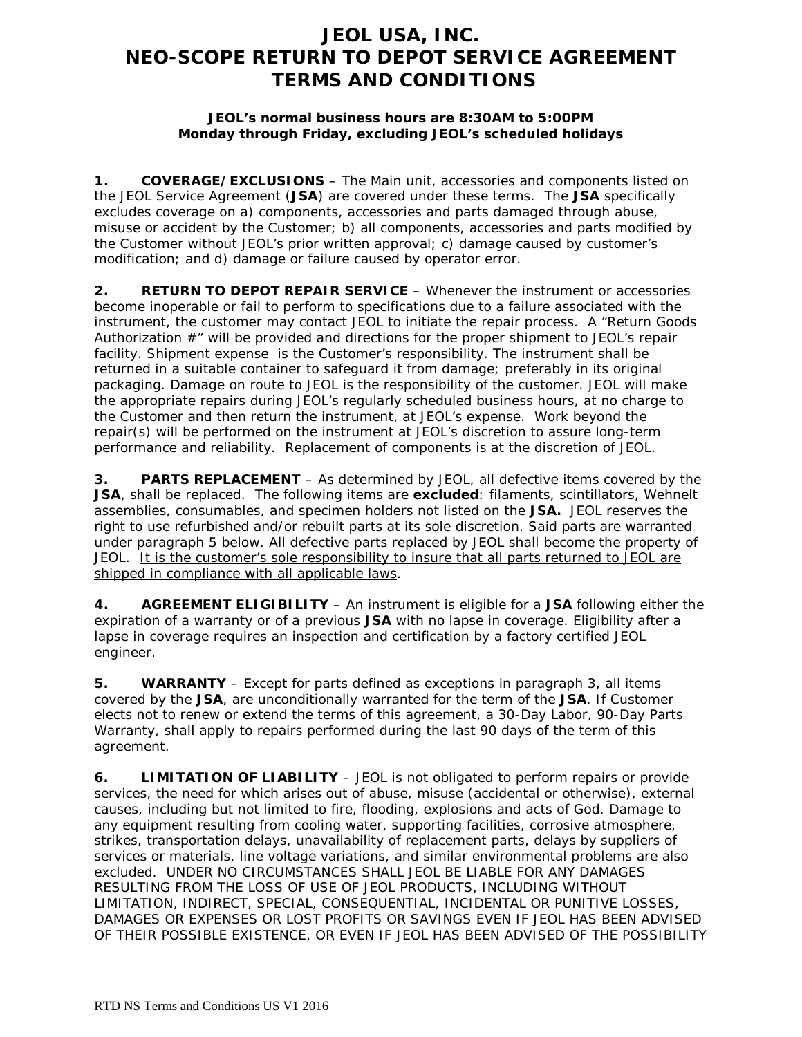# JEOL USA, INC.
# NEO-SCOPE RETURN TO DEPOT SERVICE AGREEMENT
# TERMS AND CONDITIONS

**JEOL's normal business hours are 8:30AM to 5:00PM**
**Monday through Friday, excluding JEOL's scheduled holidays**

**1. COVERAGE/EXCLUSIONS** – The Main unit, accessories and components listed on the JEOL Service Agreement (**JSA**) are covered under these terms. The **JSA** specifically excludes coverage on a) components, accessories and parts damaged through abuse, misuse or accident by the Customer; b) all components, accessories and parts modified by the Customer without JEOL's prior written approval; c) damage caused by customer's modification; and d) damage or failure caused by operator error.

**2. RETURN TO DEPOT REPAIR SERVICE** – Whenever the instrument or accessories become inoperable or fail to perform to specifications due to a failure associated with the instrument, the customer may contact JEOL to initiate the repair process. A "Return Goods Authorization #" will be provided and directions for the proper shipment to JEOL's repair facility. Shipment expense is the Customer's responsibility. The instrument shall be returned in a suitable container to safeguard it from damage; preferably in its original packaging. Damage on route to JEOL is the responsibility of the customer. JEOL will make the appropriate repairs during JEOL's regularly scheduled business hours, at no charge to the Customer and then return the instrument, at JEOL's expense. Work beyond the repair(s) will be performed on the instrument at JEOL's discretion to assure long-term performance and reliability. Replacement of components is at the discretion of JEOL.

**3. PARTS REPLACEMENT** – As determined by JEOL, all defective items covered by the **JSA**, shall be replaced. The following items are **excluded**: filaments, scintillators, Wehnelt assemblies, consumables, and specimen holders not listed on the **JSA.** JEOL reserves the right to use refurbished and/or rebuilt parts at its sole discretion. Said parts are warranted under paragraph 5 below. All defective parts replaced by JEOL shall become the property of JEOL. <u>It is the customer's sole responsibility to insure that all parts returned to JEOL are shipped in compliance with all applicable laws</u>.

**4. AGREEMENT ELIGIBILITY** – An instrument is eligible for a **JSA** following either the expiration of a warranty or of a previous **JSA** with no lapse in coverage. Eligibility after a lapse in coverage requires an inspection and certification by a factory certified JEOL engineer.

**5. WARRANTY** – Except for parts defined as exceptions in paragraph 3, all items covered by the **JSA**, are unconditionally warranted for the term of the **JSA**. If Customer elects not to renew or extend the terms of this agreement, a 30-Day Labor, 90-Day Parts Warranty, shall apply to repairs performed during the last 90 days of the term of this agreement.

**6. LIMITATION OF LIABILITY** – JEOL is not obligated to perform repairs or provide services, the need for which arises out of abuse, misuse (accidental or otherwise), external causes, including but not limited to fire, flooding, explosions and acts of God. Damage to any equipment resulting from cooling water, supporting facilities, corrosive atmosphere, strikes, transportation delays, unavailability of replacement parts, delays by suppliers of services or materials, line voltage variations, and similar environmental problems are also excluded. UNDER NO CIRCUMSTANCES SHALL JEOL BE LIABLE FOR ANY DAMAGES RESULTING FROM THE LOSS OF USE OF JEOL PRODUCTS, INCLUDING WITHOUT LIMITATION, INDIRECT, SPECIAL, CONSEQUENTIAL, INCIDENTAL OR PUNITIVE LOSSES, DAMAGES OR EXPENSES OR LOST PROFITS OR SAVINGS EVEN IF JEOL HAS BEEN ADVISED OF THEIR POSSIBLE EXISTENCE, OR EVEN IF JEOL HAS BEEN ADVISED OF THE POSSIBILITY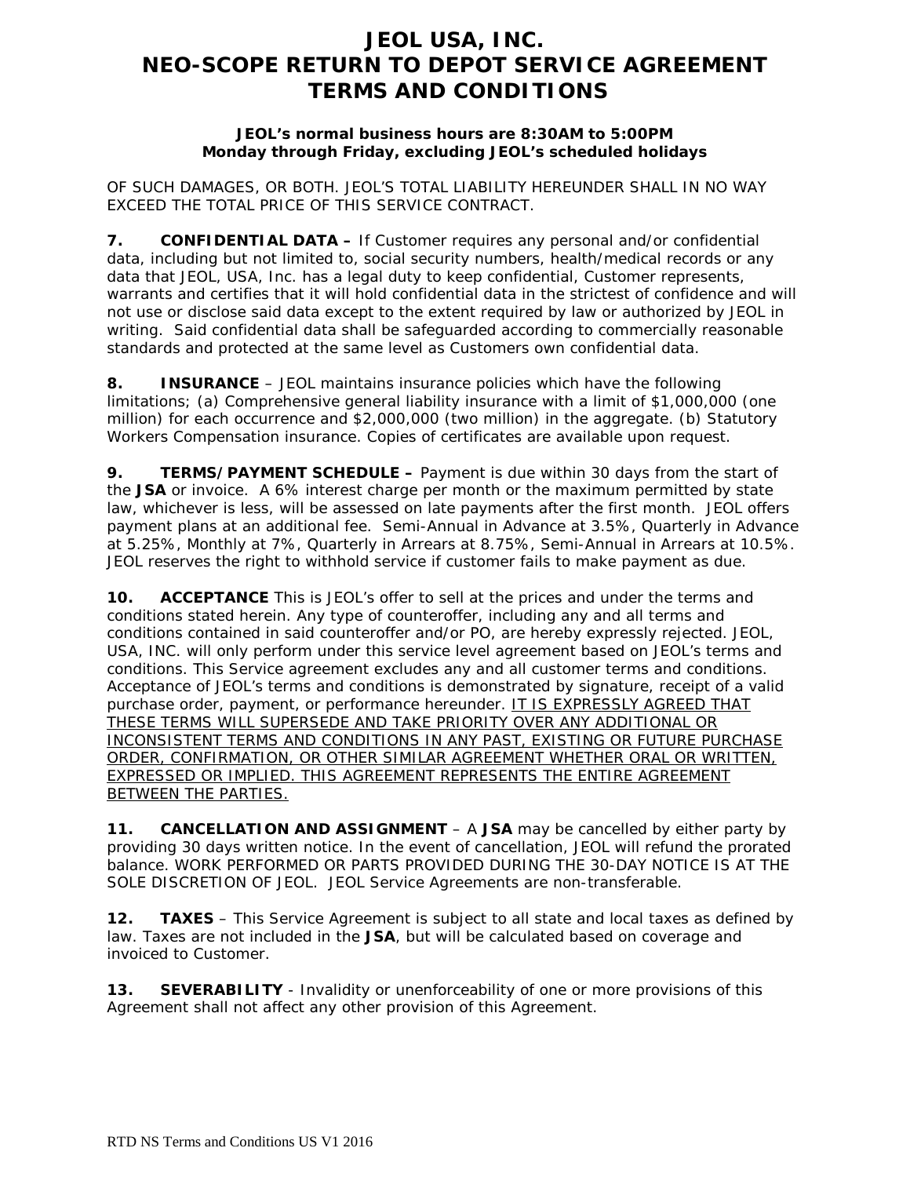# JEOL USA, INC.
# NEO-SCOPE RETURN TO DEPOT SERVICE AGREEMENT TERMS AND CONDITIONS

**JEOL's normal business hours are 8:30AM to 5:00PM Monday through Friday, excluding JEOL's scheduled holidays**

OF SUCH DAMAGES, OR BOTH. JEOL'S TOTAL LIABILITY HEREUNDER SHALL IN NO WAY EXCEED THE TOTAL PRICE OF THIS SERVICE CONTRACT.

**7. CONFIDENTIAL DATA –** If Customer requires any personal and/or confidential data, including but not limited to, social security numbers, health/medical records or any data that JEOL, USA, Inc. has a legal duty to keep confidential, Customer represents, warrants and certifies that it will hold confidential data in the strictest of confidence and will not use or disclose said data except to the extent required by law or authorized by JEOL in writing. Said confidential data shall be safeguarded according to commercially reasonable standards and protected at the same level as Customers own confidential data.

**8. INSURANCE** – JEOL maintains insurance policies which have the following limitations; (a) Comprehensive general liability insurance with a limit of $1,000,000 (one million) for each occurrence and $2,000,000 (two million) in the aggregate. (b) Statutory Workers Compensation insurance. Copies of certificates are available upon request.

**9. TERMS/PAYMENT SCHEDULE –** Payment is due within 30 days from the start of the **JSA** or invoice. A 6% interest charge per month or the maximum permitted by state law, whichever is less, will be assessed on late payments after the first month. JEOL offers payment plans at an additional fee. Semi-Annual in Advance at 3.5%, Quarterly in Advance at 5.25%, Monthly at 7%, Quarterly in Arrears at 8.75%, Semi-Annual in Arrears at 10.5%. JEOL reserves the right to withhold service if customer fails to make payment as due.

**10. ACCEPTANCE** This is JEOL's offer to sell at the prices and under the terms and conditions stated herein. Any type of counteroffer, including any and all terms and conditions contained in said counteroffer and/or PO, are hereby expressly rejected. JEOL, USA, INC. will only perform under this service level agreement based on JEOL's terms and conditions. This Service agreement excludes any and all customer terms and conditions. Acceptance of JEOL's terms and conditions is demonstrated by signature, receipt of a valid purchase order, payment, or performance hereunder. <u>IT IS EXPRESSLY AGREED THAT THESE TERMS WILL SUPERSEDE AND TAKE PRIORITY OVER ANY ADDITIONAL OR INCONSISTENT TERMS AND CONDITIONS IN ANY PAST, EXISTING OR FUTURE PURCHASE ORDER, CONFIRMATION, OR OTHER SIMILAR AGREEMENT WHETHER ORAL OR WRITTEN, EXPRESSED OR IMPLIED. THIS AGREEMENT REPRESENTS THE ENTIRE AGREEMENT BETWEEN THE PARTIES.</u>

**11. CANCELLATION AND ASSIGNMENT** – A **JSA** may be cancelled by either party by providing 30 days written notice. In the event of cancellation, JEOL will refund the prorated balance. WORK PERFORMED OR PARTS PROVIDED DURING THE 30-DAY NOTICE IS AT THE SOLE DISCRETION OF JEOL. JEOL Service Agreements are non-transferable.

**12. TAXES** – This Service Agreement is subject to all state and local taxes as defined by law. Taxes are not included in the **JSA**, but will be calculated based on coverage and invoiced to Customer.

**13. SEVERABILITY** - Invalidity or unenforceability of one or more provisions of this Agreement shall not affect any other provision of this Agreement.